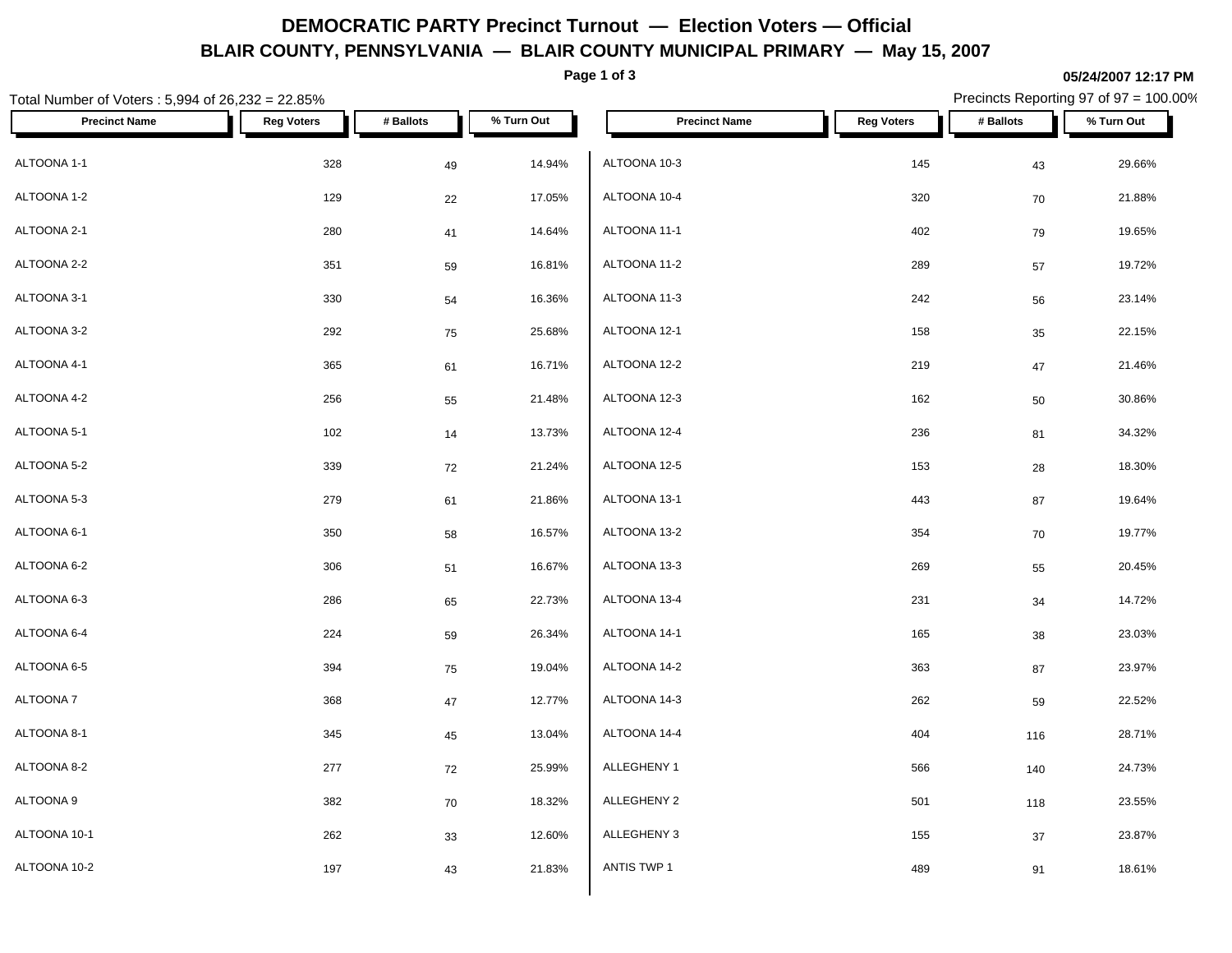# DEMOCRATIC PARTY Precinct Turnout — Election Voters — Official

## BLAIR COUNTY, PENNSYLVANIA — BLAIR COUNTY MUNICIPAL PRIMARY — May 15, 2007

05/24/2007 12:17 PM

Total Number of Voters : 5,994 of 26,232 = 22.85%

Precincts Reporting 97 of 97 = 100.00%

| Precinct Name | Reg Voters | # Ballots | % Turn Out |
|---|---|---|---|
| ALTOONA 1-1 | 328 | 49 | 14.94% |
| ALTOONA 1-2 | 129 | 22 | 17.05% |
| ALTOONA 2-1 | 280 | 41 | 14.64% |
| ALTOONA 2-2 | 351 | 59 | 16.81% |
| ALTOONA 3-1 | 330 | 54 | 16.36% |
| ALTOONA 3-2 | 292 | 75 | 25.68% |
| ALTOONA 4-1 | 365 | 61 | 16.71% |
| ALTOONA 4-2 | 256 | 55 | 21.48% |
| ALTOONA 5-1 | 102 | 14 | 13.73% |
| ALTOONA 5-2 | 339 | 72 | 21.24% |
| ALTOONA 5-3 | 279 | 61 | 21.86% |
| ALTOONA 6-1 | 350 | 58 | 16.57% |
| ALTOONA 6-2 | 306 | 51 | 16.67% |
| ALTOONA 6-3 | 286 | 65 | 22.73% |
| ALTOONA 6-4 | 224 | 59 | 26.34% |
| ALTOONA 6-5 | 394 | 75 | 19.04% |
| ALTOONA 7 | 368 | 47 | 12.77% |
| ALTOONA 8-1 | 345 | 45 | 13.04% |
| ALTOONA 8-2 | 277 | 72 | 25.99% |
| ALTOONA 9 | 382 | 70 | 18.32% |
| ALTOONA 10-1 | 262 | 33 | 12.60% |
| ALTOONA 10-2 | 197 | 43 | 21.83% |
| ALTOONA 10-3 | 145 | 43 | 29.66% |
| ALTOONA 10-4 | 320 | 70 | 21.88% |
| ALTOONA 11-1 | 402 | 79 | 19.65% |
| ALTOONA 11-2 | 289 | 57 | 19.72% |
| ALTOONA 11-3 | 242 | 56 | 23.14% |
| ALTOONA 12-1 | 158 | 35 | 22.15% |
| ALTOONA 12-2 | 219 | 47 | 21.46% |
| ALTOONA 12-3 | 162 | 50 | 30.86% |
| ALTOONA 12-4 | 236 | 81 | 34.32% |
| ALTOONA 12-5 | 153 | 28 | 18.30% |
| ALTOONA 13-1 | 443 | 87 | 19.64% |
| ALTOONA 13-2 | 354 | 70 | 19.77% |
| ALTOONA 13-3 | 269 | 55 | 20.45% |
| ALTOONA 13-4 | 231 | 34 | 14.72% |
| ALTOONA 14-1 | 165 | 38 | 23.03% |
| ALTOONA 14-2 | 363 | 87 | 23.97% |
| ALTOONA 14-3 | 262 | 59 | 22.52% |
| ALTOONA 14-4 | 404 | 116 | 28.71% |
| ALLEGHENY 1 | 566 | 140 | 24.73% |
| ALLEGHENY 2 | 501 | 118 | 23.55% |
| ALLEGHENY 3 | 155 | 37 | 23.87% |
| ANTIS TWP 1 | 489 | 91 | 18.61% |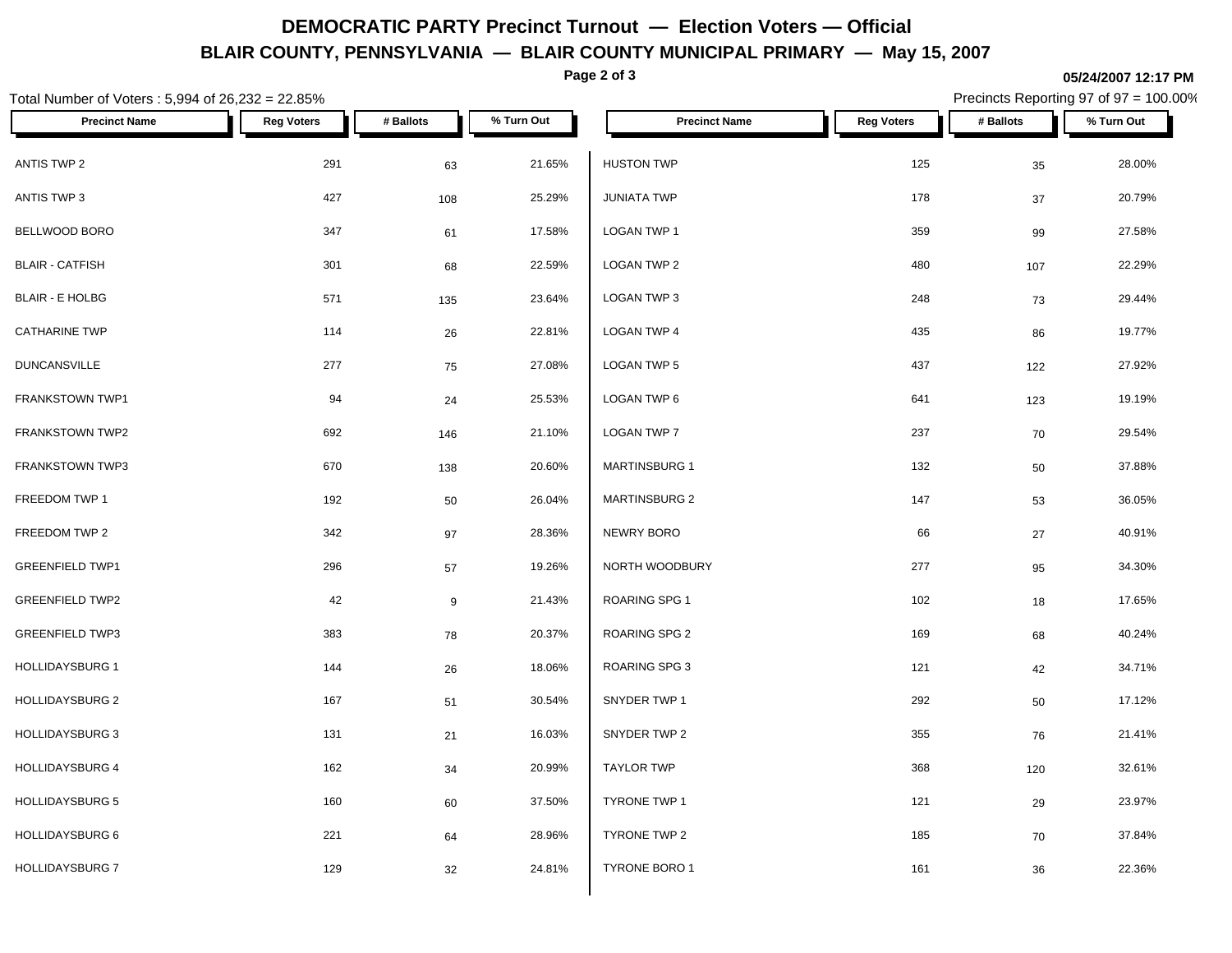# DEMOCRATIC PARTY Precinct Turnout — Election Voters — Official

## BLAIR COUNTY, PENNSYLVANIA — BLAIR COUNTY MUNICIPAL PRIMARY — May 15, 2007

05/24/2007 12:17 PM

Total Number of Voters : 5,994 of 26,232 = 22.85%

Precincts Reporting 97 of 97 = 100.00%

| Precinct Name | Reg Voters | # Ballots | % Turn Out |
|---|---|---|---|
| ANTIS TWP 2 | 291 | 63 | 21.65% |
| ANTIS TWP 3 | 427 | 108 | 25.29% |
| BELLWOOD BORO | 347 | 61 | 17.58% |
| BLAIR - CATFISH | 301 | 68 | 22.59% |
| BLAIR - E HOLBG | 571 | 135 | 23.64% |
| CATHARINE TWP | 114 | 26 | 22.81% |
| DUNCANSVILLE | 277 | 75 | 27.08% |
| FRANKSTOWN TWP1 | 94 | 24 | 25.53% |
| FRANKSTOWN TWP2 | 692 | 146 | 21.10% |
| FRANKSTOWN TWP3 | 670 | 138 | 20.60% |
| FREEDOM TWP 1 | 192 | 50 | 26.04% |
| FREEDOM TWP 2 | 342 | 97 | 28.36% |
| GREENFIELD TWP1 | 296 | 57 | 19.26% |
| GREENFIELD TWP2 | 42 | 9 | 21.43% |
| GREENFIELD TWP3 | 383 | 78 | 20.37% |
| HOLLIDAYSBURG 1 | 144 | 26 | 18.06% |
| HOLLIDAYSBURG 2 | 167 | 51 | 30.54% |
| HOLLIDAYSBURG 3 | 131 | 21 | 16.03% |
| HOLLIDAYSBURG 4 | 162 | 34 | 20.99% |
| HOLLIDAYSBURG 5 | 160 | 60 | 37.50% |
| HOLLIDAYSBURG 6 | 221 | 64 | 28.96% |
| HOLLIDAYSBURG 7 | 129 | 32 | 24.81% |
| HUSTON TWP | 125 | 35 | 28.00% |
| JUNIATA TWP | 178 | 37 | 20.79% |
| LOGAN TWP 1 | 359 | 99 | 27.58% |
| LOGAN TWP 2 | 480 | 107 | 22.29% |
| LOGAN TWP 3 | 248 | 73 | 29.44% |
| LOGAN TWP 4 | 435 | 86 | 19.77% |
| LOGAN TWP 5 | 437 | 122 | 27.92% |
| LOGAN TWP 6 | 641 | 123 | 19.19% |
| LOGAN TWP 7 | 237 | 70 | 29.54% |
| MARTINSBURG 1 | 132 | 50 | 37.88% |
| MARTINSBURG 2 | 147 | 53 | 36.05% |
| NEWRY BORO | 66 | 27 | 40.91% |
| NORTH WOODBURY | 277 | 95 | 34.30% |
| ROARING SPG 1 | 102 | 18 | 17.65% |
| ROARING SPG 2 | 169 | 68 | 40.24% |
| ROARING SPG 3 | 121 | 42 | 34.71% |
| SNYDER TWP 1 | 292 | 50 | 17.12% |
| SNYDER TWP 2 | 355 | 76 | 21.41% |
| TAYLOR TWP | 368 | 120 | 32.61% |
| TYRONE TWP 1 | 121 | 29 | 23.97% |
| TYRONE TWP 2 | 185 | 70 | 37.84% |
| TYRONE BORO 1 | 161 | 36 | 22.36% |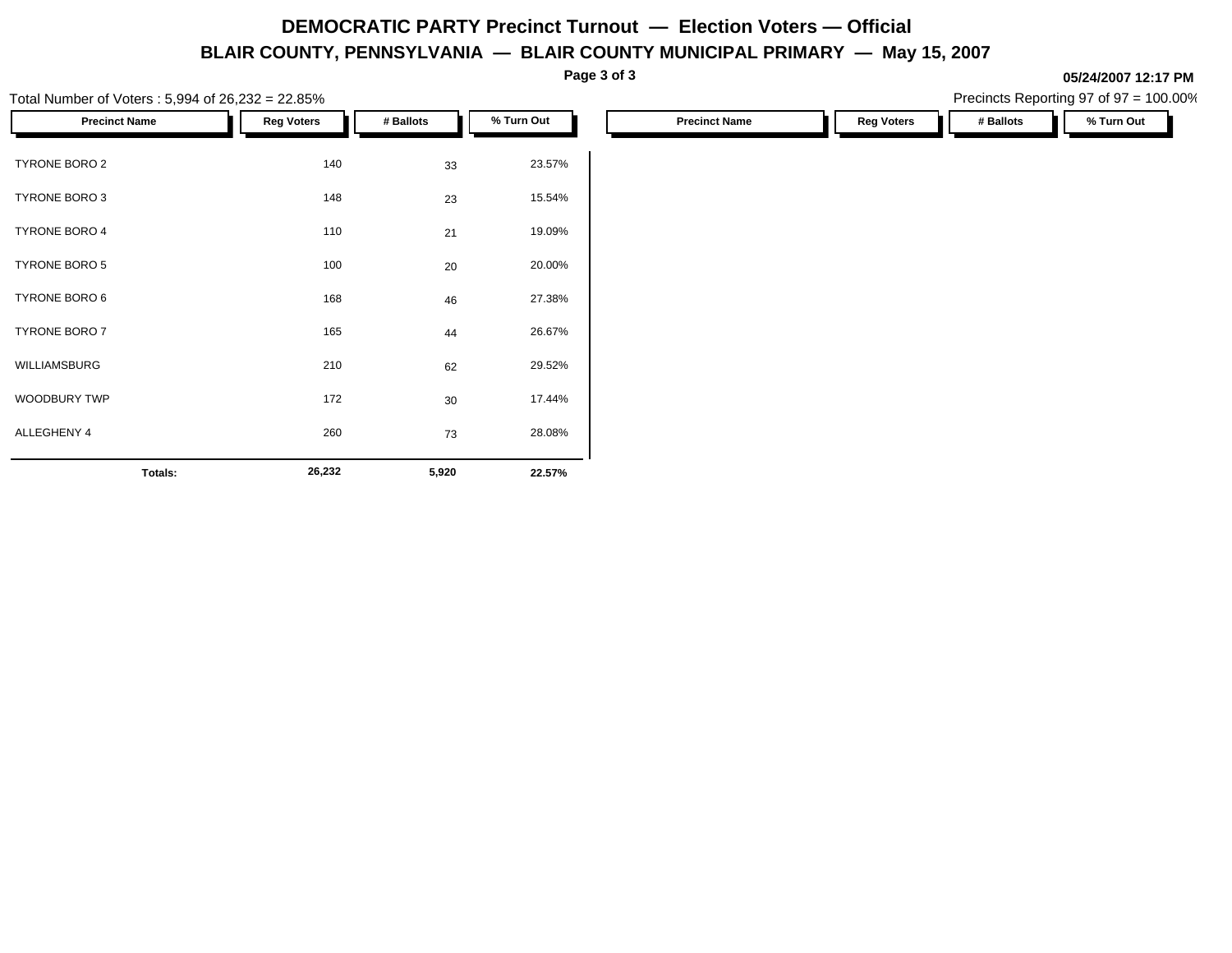# DEMOCRATIC PARTY Precinct Turnout — Election Voters — Official

## BLAIR COUNTY, PENNSYLVANIA — BLAIR COUNTY MUNICIPAL PRIMARY — May 15, 2007

**05/24/2007 12:17 PM**

Total Number of Voters : 5,994 of 26,232 = 22.85%

Precincts Reporting 97 of 97 = 100.00%

| Precinct Name | Reg Voters | # Ballots | % Turn Out |
|---|---|---|---|
| TYRONE BORO 2 | 140 | 33 | 23.57% |
| TYRONE BORO 3 | 148 | 23 | 15.54% |
| TYRONE BORO 4 | 110 | 21 | 19.09% |
| TYRONE BORO 5 | 100 | 20 | 20.00% |
| TYRONE BORO 6 | 168 | 46 | 27.38% |
| TYRONE BORO 7 | 165 | 44 | 26.67% |
| WILLIAMSBURG | 210 | 62 | 29.52% |
| WOODBURY TWP | 172 | 30 | 17.44% |
| ALLEGHENY 4 | 260 | 73 | 28.08% |
| **Totals:** | **26,232** | **5,920** | **22.57%** |